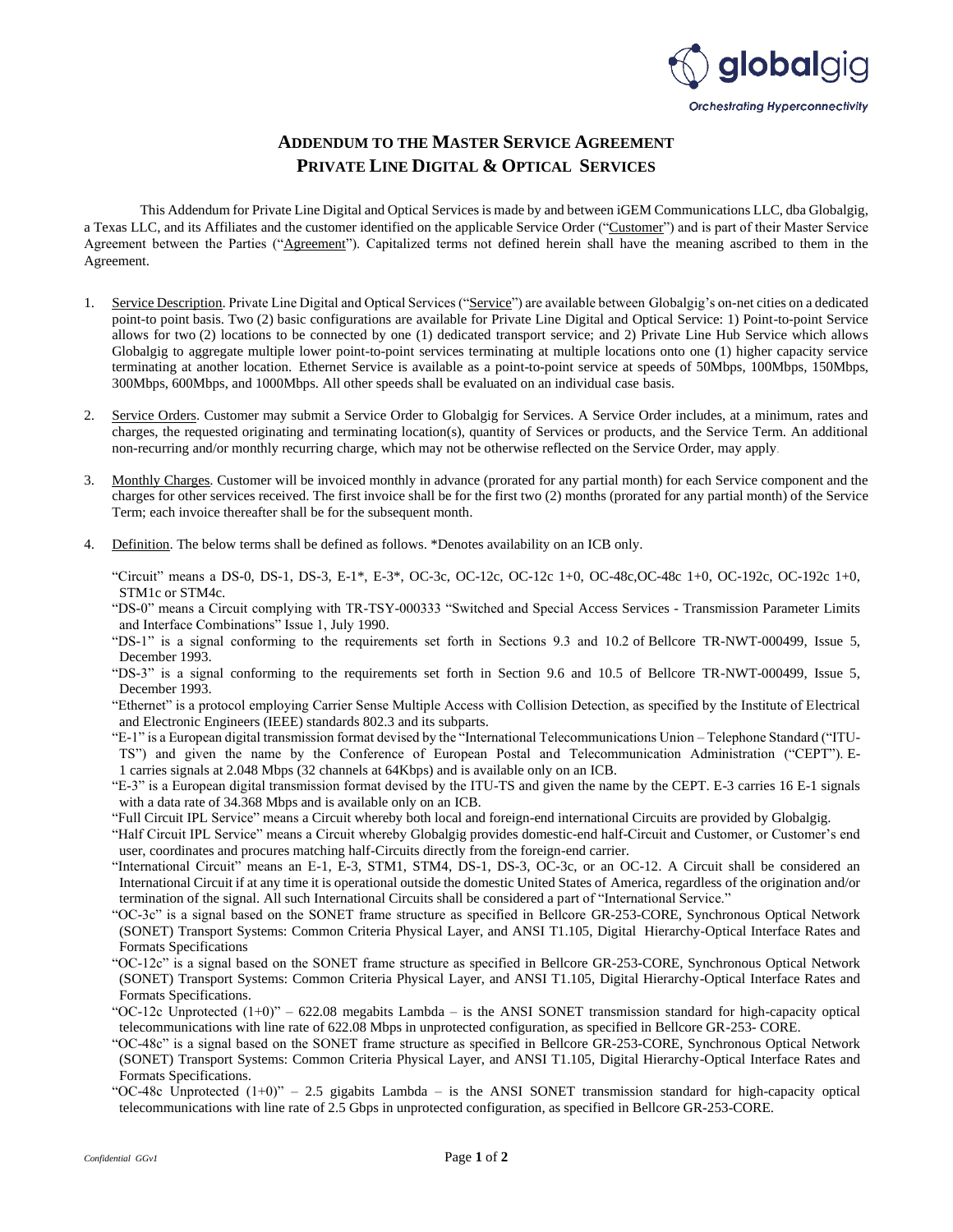# ADDENDUM TO THE MASTER SERVICE AGREEMENT
## PRIVATE LINE DIGITAL & OPTICAL SERVICES

This Addendum for Private Line Digital and Optical Services is made by and between iGEM Communications LLC, dba Globalgig, a Texas LLC, and its Affiliates and the customer identified on the applicable Service Order ("Customer") and is part of their Master Service Agreement between the Parties ("Agreement"). Capitalized terms not defined herein shall have the meaning ascribed to them in the Agreement.

1. Service Description. Private Line Digital and Optical Services ("Service") are available between Globalgig's on-net cities on a dedicated point-to point basis. Two (2) basic configurations are available for Private Line Digital and Optical Service: 1) Point-to-point Service allows for two (2) locations to be connected by one (1) dedicated transport service; and 2) Private Line Hub Service which allows Globalgig to aggregate multiple lower point-to-point services terminating at multiple locations onto one (1) higher capacity service terminating at another location. Ethernet Service is available as a point-to-point service at speeds of 50Mbps, 100Mbps, 150Mbps, 300Mbps, 600Mbps, and 1000Mbps. All other speeds shall be evaluated on an individual case basis.

2. Service Orders. Customer may submit a Service Order to Globalgig for Services. A Service Order includes, at a minimum, rates and charges, the requested originating and terminating location(s), quantity of Services or products, and the Service Term. An additional non-recurring and/or monthly recurring charge, which may not be otherwise reflected on the Service Order, may apply.

3. Monthly Charges. Customer will be invoiced monthly in advance (prorated for any partial month) for each Service component and the charges for other services received. The first invoice shall be for the first two (2) months (prorated for any partial month) of the Service Term; each invoice thereafter shall be for the subsequent month.

4. Definition. The below terms shall be defined as follows. *Denotes availability on an ICB only.

   "Circuit" means a DS-0, DS-1, DS-3, E-1*, E-3*, OC-3c, OC-12c, OC-12c 1+0, OC-48c,OC-48c 1+0, OC-192c, OC-192c 1+0, STM1c or STM4c.

   "DS-0" means a Circuit complying with TR-TSY-000333 "Switched and Special Access Services - Transmission Parameter Limits and Interface Combinations" Issue 1, July 1990.

   "DS-1" is a signal conforming to the requirements set forth in Sections 9.3 and 10.2 of Bellcore TR-NWT-000499, Issue 5, December 1993.

   "DS-3" is a signal conforming to the requirements set forth in Section 9.6 and 10.5 of Bellcore TR-NWT-000499, Issue 5, December 1993.

   "Ethernet" is a protocol employing Carrier Sense Multiple Access with Collision Detection, as specified by the Institute of Electrical and Electronic Engineers (IEEE) standards 802.3 and its subparts.

   "E-1" is a European digital transmission format devised by the "International Telecommunications Union – Telephone Standard ("ITU-TS") and given the name by the Conference of European Postal and Telecommunication Administration ("CEPT"). E-1 carries signals at 2.048 Mbps (32 channels at 64Kbps) and is available only on an ICB.

   "E-3" is a European digital transmission format devised by the ITU-TS and given the name by the CEPT. E-3 carries 16 E-1 signals with a data rate of 34.368 Mbps and is available only on an ICB.

   "Full Circuit IPL Service" means a Circuit whereby both local and foreign-end international Circuits are provided by Globalgig.

   "Half Circuit IPL Service" means a Circuit whereby Globalgig provides domestic-end half-Circuit and Customer, or Customer's end user, coordinates and procures matching half-Circuits directly from the foreign-end carrier.

   "International Circuit" means an E-1, E-3, STM1, STM4, DS-1, DS-3, OC-3c, or an OC-12. A Circuit shall be considered an International Circuit if at any time it is operational outside the domestic United States of America, regardless of the origination and/or termination of the signal. All such International Circuits shall be considered a part of "International Service."

   "OC-3c" is a signal based on the SONET frame structure as specified in Bellcore GR-253-CORE, Synchronous Optical Network (SONET) Transport Systems: Common Criteria Physical Layer, and ANSI T1.105, Digital Hierarchy-Optical Interface Rates and Formats Specifications

   "OC-12c" is a signal based on the SONET frame structure as specified in Bellcore GR-253-CORE, Synchronous Optical Network (SONET) Transport Systems: Common Criteria Physical Layer, and ANSI T1.105, Digital Hierarchy-Optical Interface Rates and Formats Specifications.

   "OC-12c Unprotected (1+0)" – 622.08 megabits Lambda – is the ANSI SONET transmission standard for high-capacity optical telecommunications with line rate of 622.08 Mbps in unprotected configuration, as specified in Bellcore GR-253- CORE.

   "OC-48c" is a signal based on the SONET frame structure as specified in Bellcore GR-253-CORE, Synchronous Optical Network (SONET) Transport Systems: Common Criteria Physical Layer, and ANSI T1.105, Digital Hierarchy-Optical Interface Rates and Formats Specifications.

   "OC-48c Unprotected (1+0)" – 2.5 gigabits Lambda – is the ANSI SONET transmission standard for high-capacity optical telecommunications with line rate of 2.5 Gbps in unprotected configuration, as specified in Bellcore GR-253-CORE.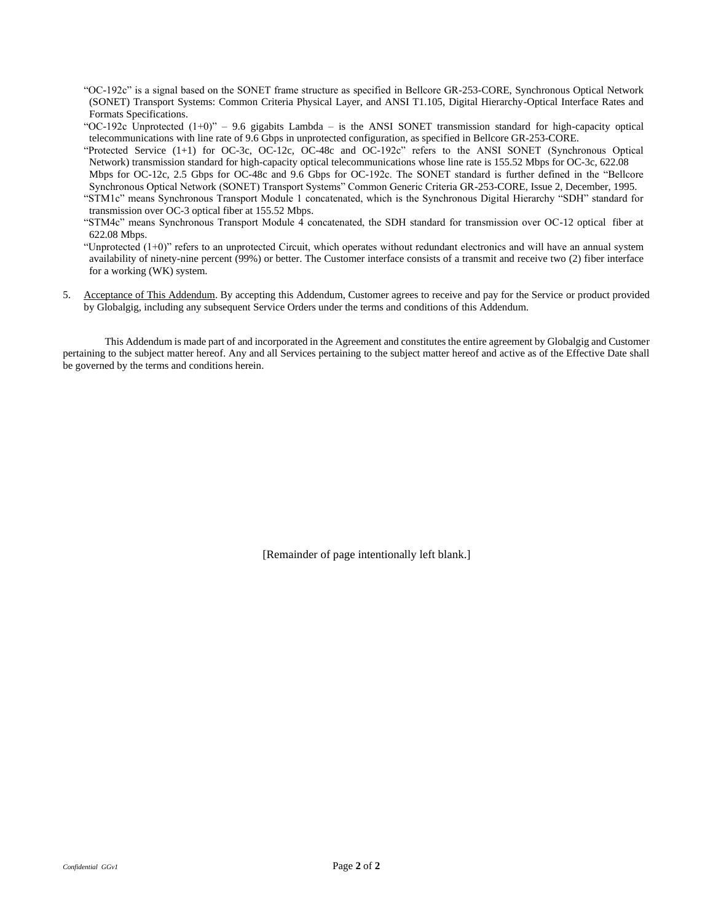"OC-192c" is a signal based on the SONET frame structure as specified in Bellcore GR-253-CORE, Synchronous Optical Network (SONET) Transport Systems: Common Criteria Physical Layer, and ANSI T1.105, Digital Hierarchy-Optical Interface Rates and Formats Specifications.

"OC-192c Unprotected (1+0)" – 9.6 gigabits Lambda – is the ANSI SONET transmission standard for high-capacity optical telecommunications with line rate of 9.6 Gbps in unprotected configuration, as specified in Bellcore GR-253-CORE.

"Protected Service (1+1) for OC-3c, OC-12c, OC-48c and OC-192c" refers to the ANSI SONET (Synchronous Optical Network) transmission standard for high-capacity optical telecommunications whose line rate is 155.52 Mbps for OC-3c, 622.08 Mbps for OC-12c, 2.5 Gbps for OC-48c and 9.6 Gbps for OC-192c. The SONET standard is further defined in the "Bellcore Synchronous Optical Network (SONET) Transport Systems" Common Generic Criteria GR-253-CORE, Issue 2, December, 1995.

"STM1c" means Synchronous Transport Module 1 concatenated, which is the Synchronous Digital Hierarchy "SDH" standard for transmission over OC-3 optical fiber at 155.52 Mbps.

"STM4c" means Synchronous Transport Module 4 concatenated, the SDH standard for transmission over OC-12 optical fiber at 622.08 Mbps.

"Unprotected (1+0)" refers to an unprotected Circuit, which operates without redundant electronics and will have an annual system availability of ninety-nine percent (99%) or better. The Customer interface consists of a transmit and receive two (2) fiber interface for a working (WK) system.

5. Acceptance of This Addendum. By accepting this Addendum, Customer agrees to receive and pay for the Service or product provided by Globalgig, including any subsequent Service Orders under the terms and conditions of this Addendum.

This Addendum is made part of and incorporated in the Agreement and constitutes the entire agreement by Globalgig and Customer pertaining to the subject matter hereof. Any and all Services pertaining to the subject matter hereof and active as of the Effective Date shall be governed by the terms and conditions herein.

[Remainder of page intentionally left blank.]